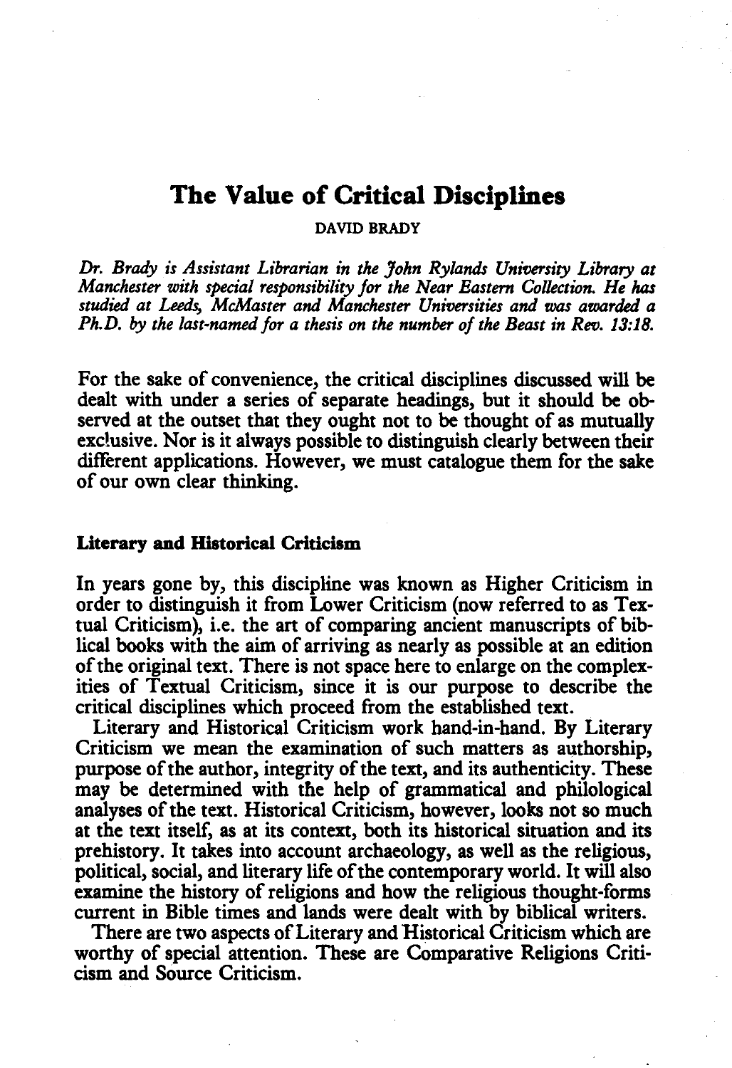# The Value of Critical Disciplines

DAVID BRADY

*Dr. Brady is Assistant Librarian in the John Rylands University Library at Manchester with special responsibility for the Near Eastern Collection. He has studied at Leeds, McMaster and Manchester Universities and was awarded a Ph.D. by the last-named for a thesis on the number of the Beast in Rev. 13:18.*

For the sake of convenience, the critical disciplines discussed will be dealt with under a series of separate headings, but it should be observed at the outset that they ought not to be thought of as mutually exclusive. Nor is it always possible to distinguish clearly between their different applications. However, we must catalogue them for the sake of our own clear thinking.

### Literary and Historical Criticism

In years gone by, this discipline was known as Higher Criticism in order to distinguish it from Lower Criticism (now referred to as Textual Criticism), i.e. the art of comparing ancient manuscripts of biblical books with the aim of arriving as nearly as possible at an edition of the original text. There is not space here to enlarge on the complexities of Textual Criticism, since it is our purpose to describe the critical disciplines which proceed from the established text.

Literary and Historical Criticism work hand-in-hand. By Literary Criticism we mean the examination of such matters as authorship, purpose of the author, integrity of the text, and its authenticity. These may be determined with the help of grammatical and philological analyses of the text. Historical Criticism, however, looks not so much at the text itself, as at its context, both its historical situation and its prehistory. It takes into account archaeology, as well as the religious, political, social, and literary life of the contemporary world. It will also examine the history of religions and how the religious thought-forms current in Bible times and lands were dealt with by biblical writers.

There are two aspects of Literary and Historical Criticism which are worthy of special attention. These are Comparative Religions Criticism and Source Criticism.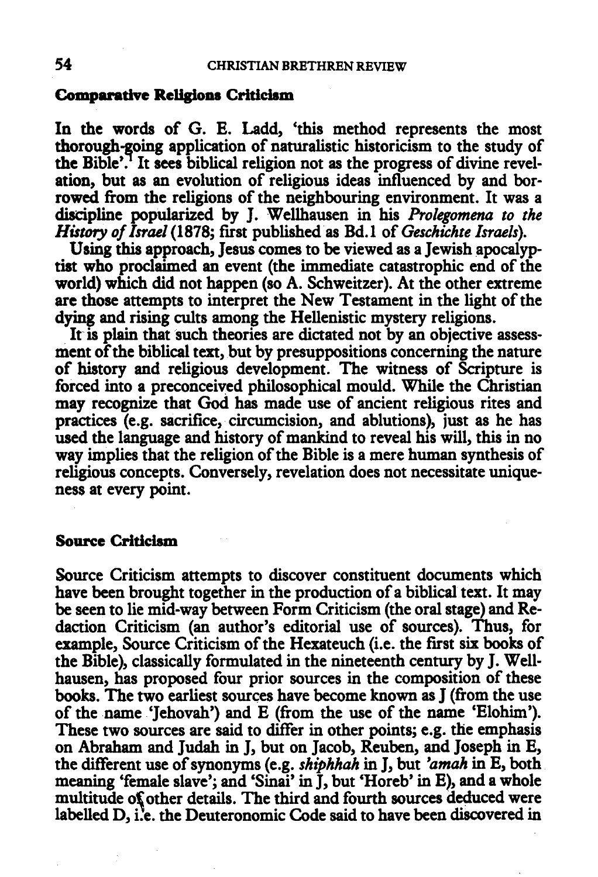## Comparative Religions Criticism

In the words of G. E. Ladd, 'this method represents the most thorough-going application of naturalistic historicism to the study of the Bible'.[1] It sees biblical religion not as the progress of divine revelation, but as an evolution of religious ideas influenced by and borrowed from the religions of the neighbouring environment. It was a discipline popularized by J. Wellhausen in his *Prolegomena to the History of Israel* (1878; first published as Bd.1 of *Geschichte Israels*).

Using this approach, Jesus comes to be viewed as a Jewish apocalyptist who proclaimed an event (the immediate catastrophic end of the world) which did not happen (so A. Schweitzer). At the other extreme are those attempts to interpret the New Testament in the light of the dying and rising cults among the Hellenistic mystery religions.

It is plain that such theories are dictated not by an objective assessment of the biblical text, but by presuppositions concerning the nature of history and religious development. The witness of Scripture is forced into a preconceived philosophical mould. While the Christian may recognize that God has made use of ancient religious rites and practices (e.g. sacrifice, circumcision, and ablutions), just as he has used the language and history of mankind to reveal his will, this in no way implies that the religion of the Bible is a mere human synthesis of religious concepts. Conversely, revelation does not necessitate uniqueness at every point.

## Source Criticism

Source Criticism attempts to discover constituent documents which have been brought together in the production of a biblical text. It may be seen to lie mid-way between Form Criticism (the oral stage) and Redaction Criticism (an author's editorial use of sources). Thus, for example, Source Criticism of the Hexateuch (i.e. the first six books of the Bible), classically formulated in the nineteenth century by J. Wellhausen, has proposed four prior sources in the composition of these books. The two earliest sources have become known as J (from the use of the name 'Jehovah') and E (from the use of the name 'Elohim'). These two sources are said to differ in other points; e.g. the emphasis on Abraham and Judah in J, but on Jacob, Reuben, and Joseph in E, the different use of synonyms (e.g. *shiphhah* in J, but *'amah* in E, both meaning 'female slave'; and 'Sinai' in J, but 'Horeb' in E), and a whole multitude of other details. The third and fourth sources deduced were labelled D, i.e. the Deuteronomic Code said to have been discovered in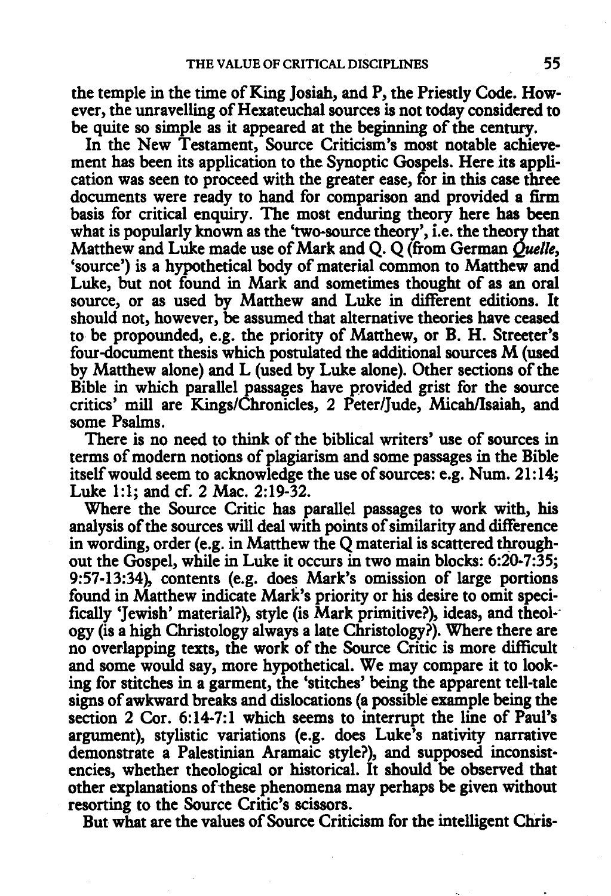the temple in the time of King Josiah, and P, the Priestly Code. However, the unravelling of Hexateuchal sources is not today considered to be quite so simple as it appeared at the beginning of the century.

In the New Testament, Source Criticism's most notable achievement has been its application to the Synoptic Gospels. Here its application was seen to proceed with the greater ease, for in this case three documents were ready to hand for comparison and provided a firm basis for critical enquiry. The most enduring theory here has been what is popularly known as the 'two-source theory', i.e. the theory that Matthew and Luke made use of Mark and Q. Q (from German *Quelle*, 'source') is a hypothetical body of material common to Matthew and Luke, but not found in Mark and sometimes thought of as an oral source, or as used by Matthew and Luke in different editions. It should not, however, be assumed that alternative theories have ceased to be propounded, e.g. the priority of Matthew, or B. H. Streeter's four-document thesis which postulated the additional sources M (used by Matthew alone) and L (used by Luke alone). Other sections of the Bible in which parallel passages have provided grist for the source critics' mill are Kings/Chronicles, 2 Peter/Jude, Micah/Isaiah, and some Psalms.

There is no need to think of the biblical writers' use of sources in terms of modern notions of plagiarism and some passages in the Bible itself would seem to acknowledge the use of sources: e.g. Num. 21:14; Luke 1:1; and cf. 2 Mac. 2:19-32.

Where the Source Critic has parallel passages to work with, his analysis of the sources will deal with points of similarity and difference in wording, order (e.g. in Matthew the Q material is scattered throughout the Gospel, while in Luke it occurs in two main blocks: 6:20-7:35; 9:57-13:34), contents (e.g. does Mark's omission of large portions found in Matthew indicate Mark's priority or his desire to omit specifically 'Jewish' material?), style (is Mark primitive?), ideas, and theology (is a high Christology always a late Christology?). Where there are no overlapping texts, the work of the Source Critic is more difficult and some would say, more hypothetical. We may compare it to looking for stitches in a garment, the 'stitches' being the apparent tell-tale signs of awkward breaks and dislocations (a possible example being the section 2 Cor. 6:14-7:1 which seems to interrupt the line of Paul's argument), stylistic variations (e.g. does Luke's nativity narrative demonstrate a Palestinian Aramaic style?), and supposed inconsistencies, whether theological or historical. It should be observed that other explanations of these phenomena may perhaps be given without resorting to the Source Critic's scissors.

But what are the values of Source Criticism for the intelligent Chris-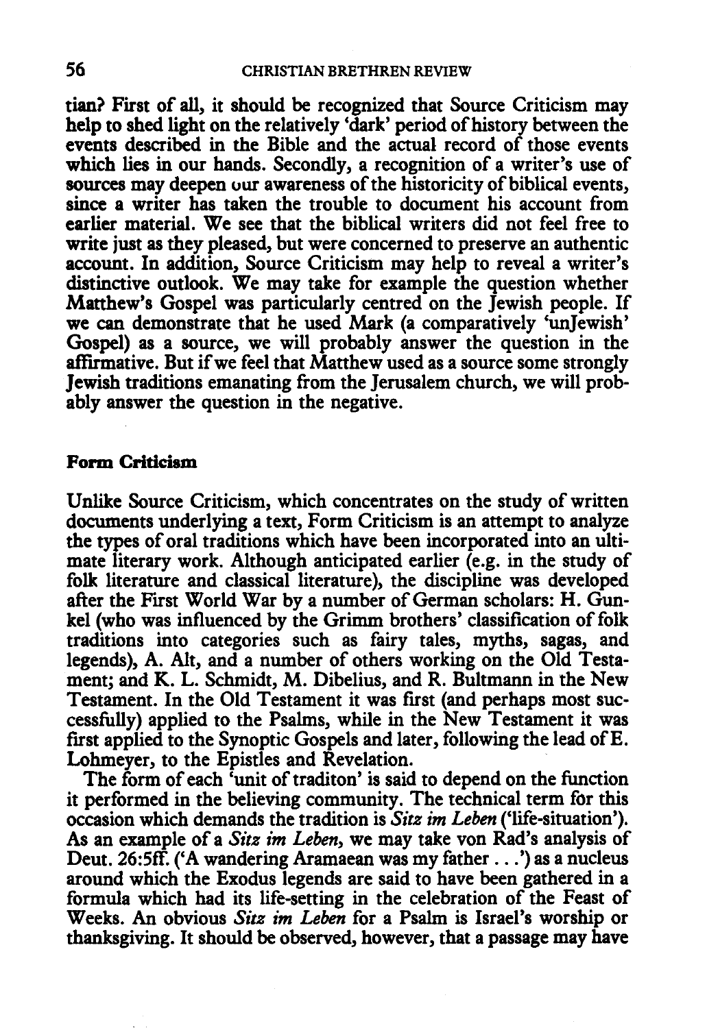tian? First of all, it should be recognized that Source Criticism may help to shed light on the relatively 'dark' period of history between the events described in the Bible and the actual record of those events which lies in our hands. Secondly, a recognition of a writer's use of sources may deepen our awareness of the historicity of biblical events, since a writer has taken the trouble to document his account from earlier material. We see that the biblical writers did not feel free to write just as they pleased, but were concerned to preserve an authentic account. In addition, Source Criticism may help to reveal a writer's distinctive outlook. We may take for example the question whether Matthew's Gospel was particularly centred on the Jewish people. If we can demonstrate that he used Mark (a comparatively 'unJewish' Gospel) as a source, we will probably answer the question in the affirmative. But if we feel that Matthew used as a source some strongly Jewish traditions emanating from the Jerusalem church, we will probably answer the question in the negative.

## Form Criticism

Unlike Source Criticism, which concentrates on the study of written documents underlying a text, Form Criticism is an attempt to analyze the types of oral traditions which have been incorporated into an ultimate literary work. Although anticipated earlier (e.g. in the study of folk literature and classical literature), the discipline was developed after the First World War by a number of German scholars: H. Gunkel (who was influenced by the Grimm brothers' classification of folk traditions into categories such as fairy tales, myths, sagas, and legends), A. Alt, and a number of others working on the Old Testament; and K. L. Schmidt, M. Dibelius, and R. Bultmann in the New Testament. In the Old Testament it was first (and perhaps most successfully) applied to the Psalms, while in the New Testament it was first applied to the Synoptic Gospels and later, following the lead of E. Lohmeyer, to the Epistles and Revelation.

The form of each 'unit of traditon' is said to depend on the function it performed in the believing community. The technical term for this occasion which demands the tradition is *Sitz im Leben* ('life-situation'). As an example of a *Sitz im Leben*, we may take von Rad's analysis of Deut. 26:5ff. ('A wandering Aramaean was my father . . .') as a nucleus around which the Exodus legends are said to have been gathered in a formula which had its life-setting in the celebration of the Feast of Weeks. An obvious *Sitz im Leben* for a Psalm is Israel's worship or thanksgiving. It should be observed, however, that a passage may have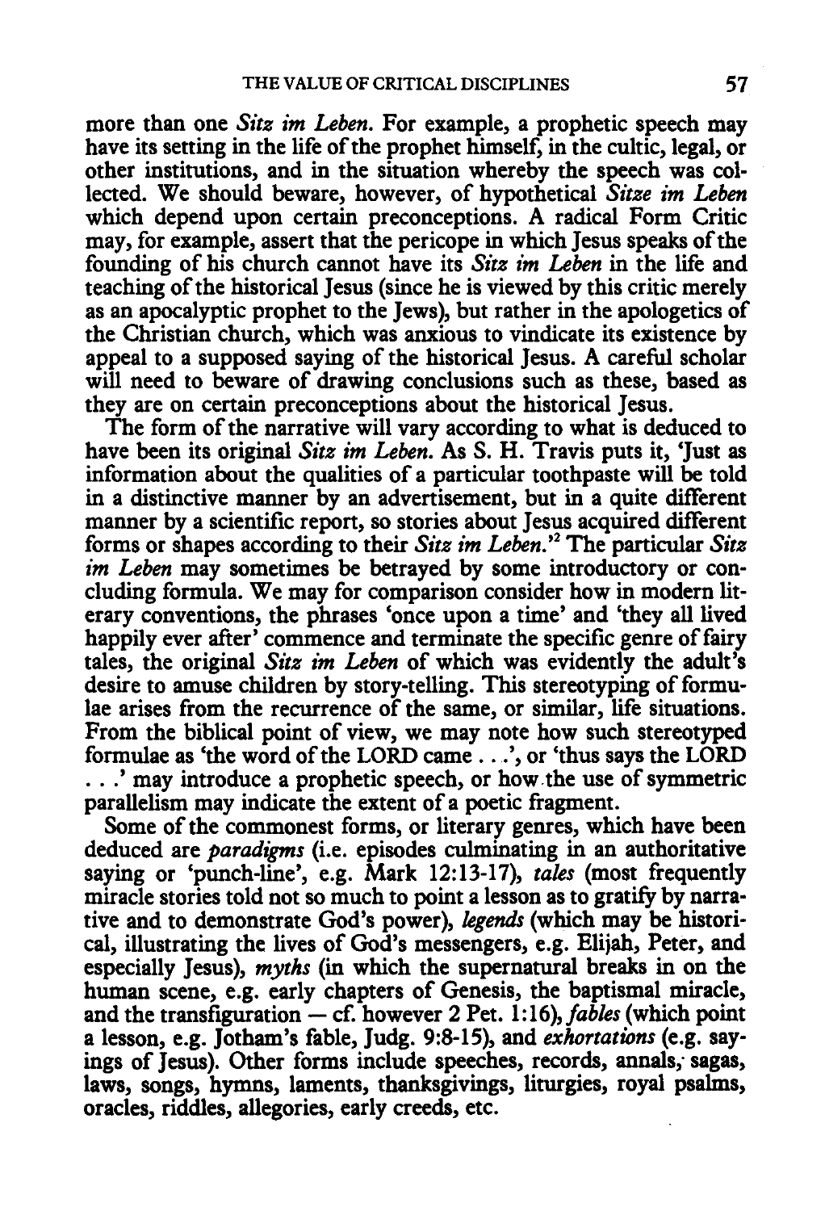more than one *Sitz im Leben*. For example, a prophetic speech may have its setting in the life of the prophet himself, in the cultic, legal, or other institutions, and in the situation whereby the speech was collected. We should beware, however, of hypothetical *Sitze im Leben* which depend upon certain preconceptions. A radical Form Critic may, for example, assert that the pericope in which Jesus speaks of the founding of his church cannot have its *Sitz im Leben* in the life and teaching of the historical Jesus (since he is viewed by this critic merely as an apocalyptic prophet to the Jews), but rather in the apologetics of the Christian church, which was anxious to vindicate its existence by appeal to a supposed saying of the historical Jesus. A careful scholar will need to beware of drawing conclusions such as these, based as they are on certain preconceptions about the historical Jesus.

The form of the narrative will vary according to what is deduced to have been its original *Sitz im Leben*. As S. H. Travis puts it, 'Just as information about the qualities of a particular toothpaste will be told in a distinctive manner by an advertisement, but in a quite different manner by a scientific report, so stories about Jesus acquired different forms or shapes according to their *Sitz im Leben*.'[2] The particular *Sitz im Leben* may sometimes be betrayed by some introductory or concluding formula. We may for comparison consider how in modern literary conventions, the phrases 'once upon a time' and 'they all lived happily ever after' commence and terminate the specific genre of fairy tales, the original *Sitz im Leben* of which was evidently the adult's desire to amuse children by story-telling. This stereotyping of formulae arises from the recurrence of the same, or similar, life situations. From the biblical point of view, we may note how such stereotyped formulae as 'the word of the LORD came . . .', or 'thus says the LORD . . .' may introduce a prophetic speech, or how the use of symmetric parallelism may indicate the extent of a poetic fragment.

Some of the commonest forms, or literary genres, which have been deduced are *paradigms* (i.e. episodes culminating in an authoritative saying or 'punch-line', e.g. Mark 12:13-17), *tales* (most frequently miracle stories told not so much to point a lesson as to gratify by narrative and to demonstrate God's power), *legends* (which may be historical, illustrating the lives of God's messengers, e.g. Elijah, Peter, and especially Jesus), *myths* (in which the supernatural breaks in on the human scene, e.g. early chapters of Genesis, the baptismal miracle, and the transfiguration — cf. however 2 Pet. 1:16), *fables* (which point a lesson, e.g. Jotham's fable, Judg. 9:8-15), and *exhortations* (e.g. sayings of Jesus). Other forms include speeches, records, annals, sagas, laws, songs, hymns, laments, thanksgivings, liturgies, royal psalms, oracles, riddles, allegories, early creeds, etc.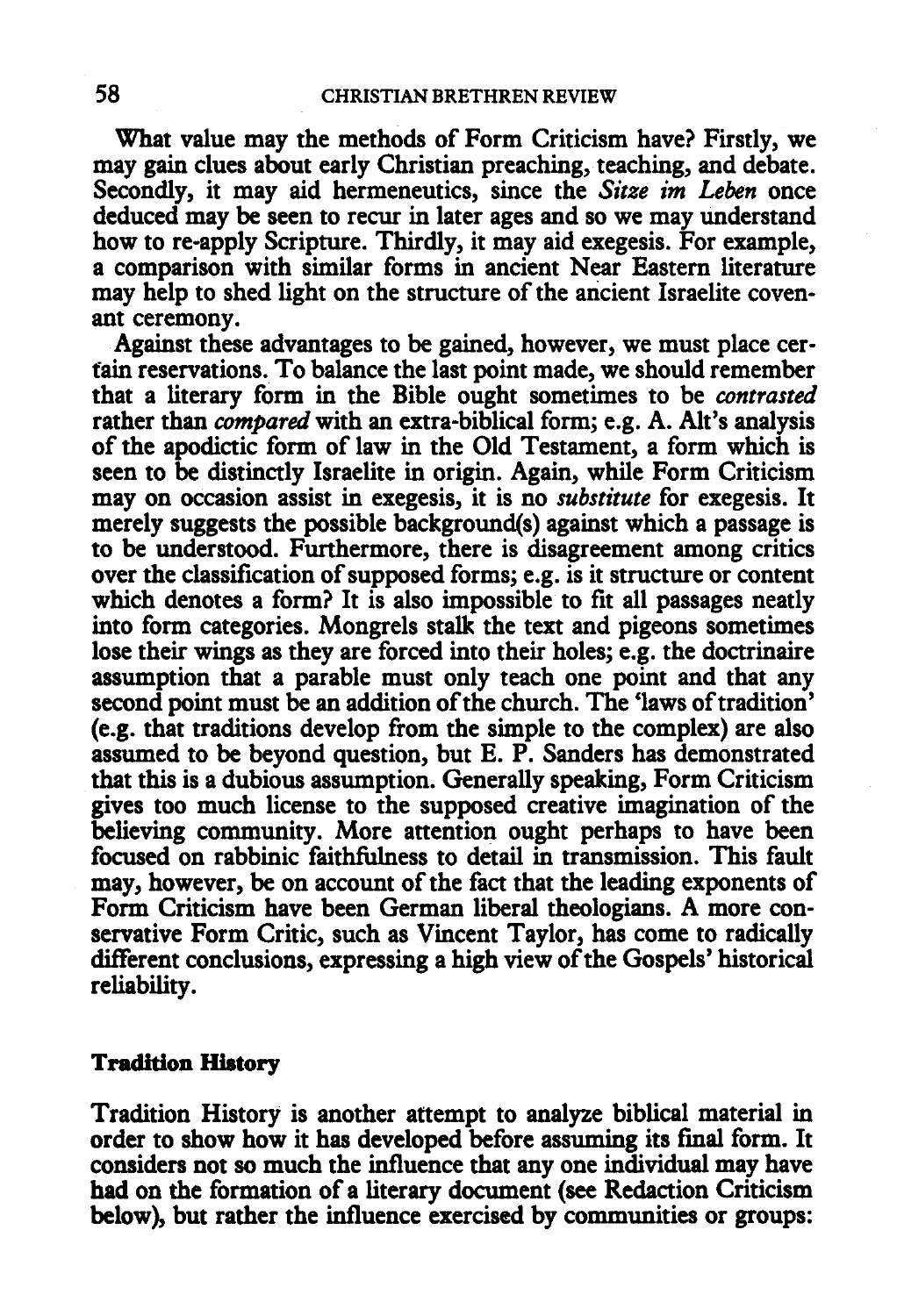What value may the methods of Form Criticism have? Firstly, we may gain clues about early Christian preaching, teaching, and debate. Secondly, it may aid hermeneutics, since the *Sitze im Leben* once deduced may be seen to recur in later ages and so we may understand how to re-apply Scripture. Thirdly, it may aid exegesis. For example, a comparison with similar forms in ancient Near Eastern literature may help to shed light on the structure of the ancient Israelite covenant ceremony.

Against these advantages to be gained, however, we must place certain reservations. To balance the last point made, we should remember that a literary form in the Bible ought sometimes to be *contrasted* rather than *compared* with an extra-biblical form; e.g. A. Alt's analysis of the apodictic form of law in the Old Testament, a form which is seen to be distinctly Israelite in origin. Again, while Form Criticism may on occasion assist in exegesis, it is no *substitute* for exegesis. It merely suggests the possible background(s) against which a passage is to be understood. Furthermore, there is disagreement among critics over the classification of supposed forms; e.g. is it structure or content which denotes a form? It is also impossible to fit all passages neatly into form categories. Mongrels stalk the text and pigeons sometimes lose their wings as they are forced into their holes; e.g. the doctrinaire assumption that a parable must only teach one point and that any second point must be an addition of the church. The 'laws of tradition' (e.g. that traditions develop from the simple to the complex) are also assumed to be beyond question, but E. P. Sanders has demonstrated that this is a dubious assumption. Generally speaking, Form Criticism gives too much license to the supposed creative imagination of the believing community. More attention ought perhaps to have been focused on rabbinic faithfulness to detail in transmission. This fault may, however, be on account of the fact that the leading exponents of Form Criticism have been German liberal theologians. A more conservative Form Critic, such as Vincent Taylor, has come to radically different conclusions, expressing a high view of the Gospels' historical reliability.

### Tradition History

Tradition History is another attempt to analyze biblical material in order to show how it has developed before assuming its final form. It considers not so much the influence that any one individual may have had on the formation of a literary document (see Redaction Criticism below), but rather the influence exercised by communities or groups: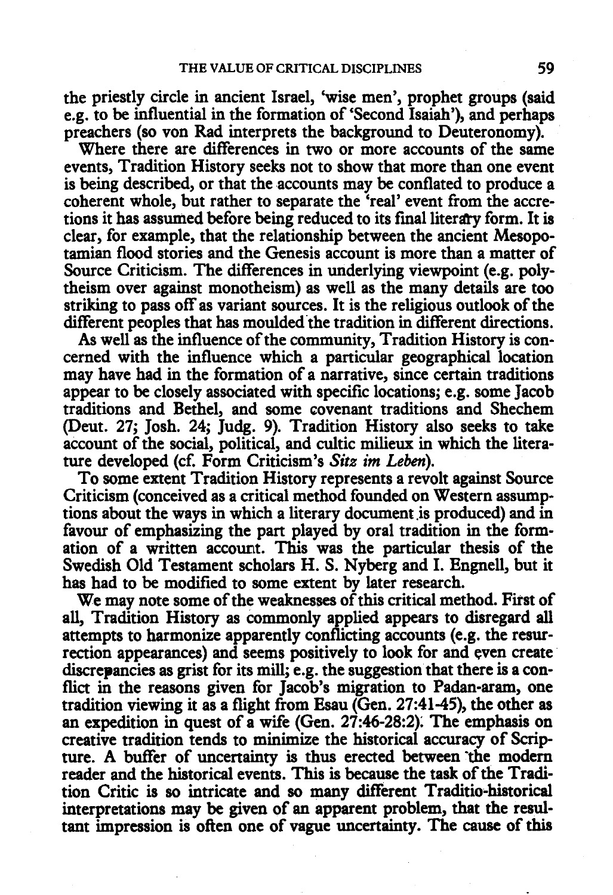the priestly circle in ancient Israel, 'wise men', prophet groups (said e.g. to be influential in the formation of 'Second Isaiah'), and perhaps preachers (so von Rad interprets the background to Deuteronomy).

Where there are differences in two or more accounts of the same events, Tradition History seeks not to show that more than one event is being described, or that the accounts may be conflated to produce a coherent whole, but rather to separate the 'real' event from the accretions it has assumed before being reduced to its final literary form. It is clear, for example, that the relationship between the ancient Mesopotamian flood stories and the Genesis account is more than a matter of Source Criticism. The differences in underlying viewpoint (e.g. polytheism over against monotheism) as well as the many details are too striking to pass off as variant sources. It is the religious outlook of the different peoples that has moulded the tradition in different directions.

As well as the influence of the community, Tradition History is concerned with the influence which a particular geographical location may have had in the formation of a narrative, since certain traditions appear to be closely associated with specific locations; e.g. some Jacob traditions and Bethel, and some covenant traditions and Shechem (Deut. 27; Josh. 24; Judg. 9). Tradition History also seeks to take account of the social, political, and cultic milieux in which the literature developed (cf. Form Criticism's *Sitz im Leben*).

To some extent Tradition History represents a revolt against Source Criticism (conceived as a critical method founded on Western assumptions about the ways in which a literary document is produced) and in favour of emphasizing the part played by oral tradition in the formation of a written account. This was the particular thesis of the Swedish Old Testament scholars H. S. Nyberg and I. Engnell, but it has had to be modified to some extent by later research.

We may note some of the weaknesses of this critical method. First of all, Tradition History as commonly applied appears to disregard all attempts to harmonize apparently conflicting accounts (e.g. the resurrection appearances) and seems positively to look for and even create discrepancies as grist for its mill; e.g. the suggestion that there is a conflict in the reasons given for Jacob's migration to Padan-aram, one tradition viewing it as a flight from Esau (Gen. 27:41-45), the other as an expedition in quest of a wife (Gen. 27:46-28:2). The emphasis on creative tradition tends to minimize the historical accuracy of Scripture. A buffer of uncertainty is thus erected between the modern reader and the historical events. This is because the task of the Tradition Critic is so intricate and so many different Traditio-historical interpretations may be given of an apparent problem, that the resultant impression is often one of vague uncertainty. The cause of this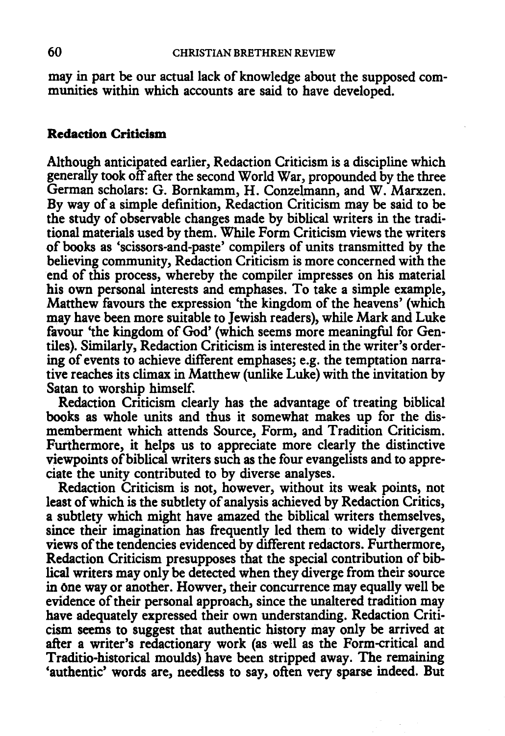may in part be our actual lack of knowledge about the supposed communities within which accounts are said to have developed.

## Redaction Criticism

Although anticipated earlier, Redaction Criticism is a discipline which generally took off after the second World War, propounded by the three German scholars: G. Bornkamm, H. Conzelmann, and W. Marxzen. By way of a simple definition, Redaction Criticism may be said to be the study of observable changes made by biblical writers in the traditional materials used by them. While Form Criticism views the writers of books as 'scissors-and-paste' compilers of units transmitted by the believing community, Redaction Criticism is more concerned with the end of this process, whereby the compiler impresses on his material his own personal interests and emphases. To take a simple example, Matthew favours the expression 'the kingdom of the heavens' (which may have been more suitable to Jewish readers), while Mark and Luke favour 'the kingdom of God' (which seems more meaningful for Gentiles). Similarly, Redaction Criticism is interested in the writer's ordering of events to achieve different emphases; e.g. the temptation narrative reaches its climax in Matthew (unlike Luke) with the invitation by Satan to worship himself.

Redaction Criticism clearly has the advantage of treating biblical books as whole units and thus it somewhat makes up for the dismemberment which attends Source, Form, and Tradition Criticism. Furthermore, it helps us to appreciate more clearly the distinctive viewpoints of biblical writers such as the four evangelists and to appreciate the unity contributed to by diverse analyses.

Redaction Criticism is not, however, without its weak points, not least of which is the subtlety of analysis achieved by Redaction Critics, a subtlety which might have amazed the biblical writers themselves, since their imagination has frequently led them to widely divergent views of the tendencies evidenced by different redactors. Furthermore, Redaction Criticism presupposes that the special contribution of biblical writers may only be detected when they diverge from their source in one way or another. Howver, their concurrence may equally well be evidence of their personal approach, since the unaltered tradition may have adequately expressed their own understanding. Redaction Criticism seems to suggest that authentic history may only be arrived at after a writer's redactionary work (as well as the Form-critical and Traditio-historical moulds) have been stripped away. The remaining 'authentic' words are, needless to say, often very sparse indeed. But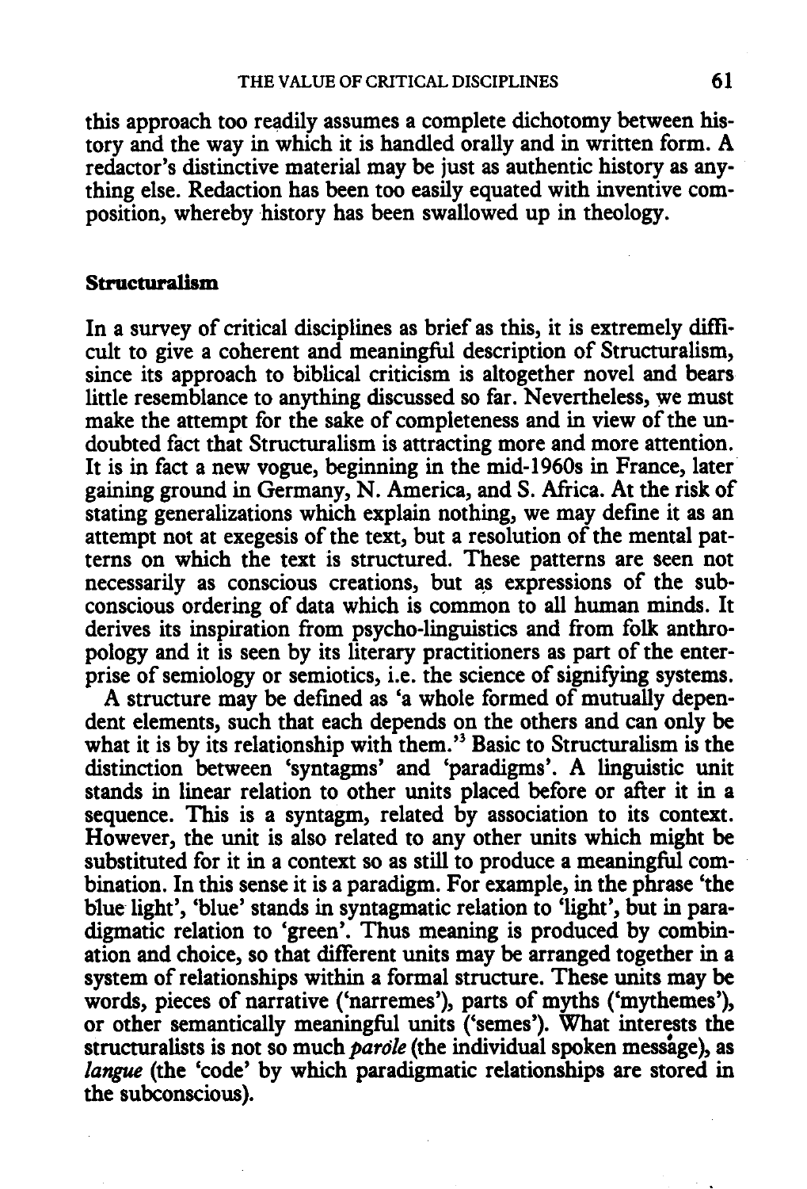this approach too readily assumes a complete dichotomy between history and the way in which it is handled orally and in written form. A redactor's distinctive material may be just as authentic history as anything else. Redaction has been too easily equated with inventive composition, whereby history has been swallowed up in theology.

### Structuralism

In a survey of critical disciplines as brief as this, it is extremely difficult to give a coherent and meaningful description of Structuralism, since its approach to biblical criticism is altogether novel and bears little resemblance to anything discussed so far. Nevertheless, we must make the attempt for the sake of completeness and in view of the undoubted fact that Structuralism is attracting more and more attention. It is in fact a new vogue, beginning in the mid-1960s in France, later gaining ground in Germany, N. America, and S. Africa. At the risk of stating generalizations which explain nothing, we may define it as an attempt not at exegesis of the text, but a resolution of the mental patterns on which the text is structured. These patterns are seen not necessarily as conscious creations, but as expressions of the subconscious ordering of data which is common to all human minds. It derives its inspiration from psycho-linguistics and from folk anthropology and it is seen by its literary practitioners as part of the enterprise of semiology or semiotics, i.e. the science of signifying systems.

A structure may be defined as 'a whole formed of mutually dependent elements, such that each depends on the others and can only be what it is by its relationship with them.'[3] Basic to Structuralism is the distinction between 'syntagms' and 'paradigms'. A linguistic unit stands in linear relation to other units placed before or after it in a sequence. This is a syntagm, related by association to its context. However, the unit is also related to any other units which might be substituted for it in a context so as still to produce a meaningful combination. In this sense it is a paradigm. For example, in the phrase 'the blue light', 'blue' stands in syntagmatic relation to 'light', but in paradigmatic relation to 'green'. Thus meaning is produced by combination and choice, so that different units may be arranged together in a system of relationships within a formal structure. These units may be words, pieces of narrative ('narremes'), parts of myths ('mythemes'), or other semantically meaningful units ('semes'). What interests the structuralists is not so much *paròle* (the individual spoken message), as *langue* (the 'code' by which paradigmatic relationships are stored in the subconscious).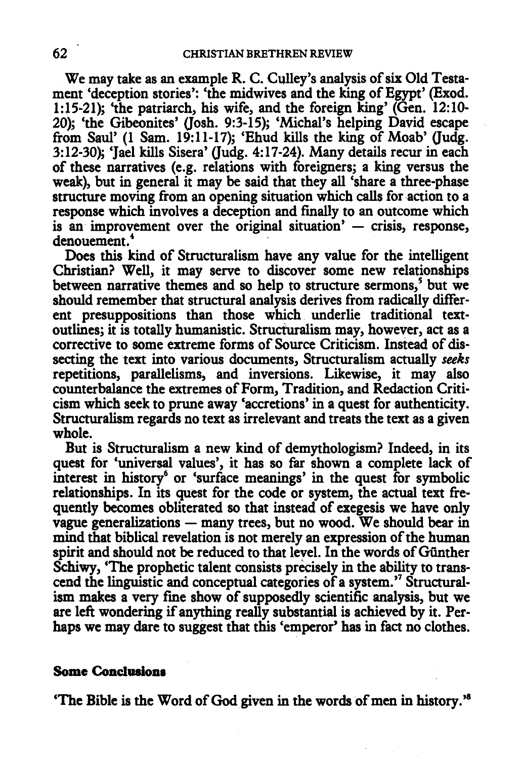We may take as an example R. C. Culley's analysis of six Old Testament 'deception stories': 'the midwives and the king of Egypt' (Exod. 1:15-21); 'the patriarch, his wife, and the foreign king' (Gen. 12:10-20); 'the Gibeonites' (Josh. 9:3-15); 'Michal's helping David escape from Saul' (1 Sam. 19:11-17); 'Ehud kills the king of Moab' (Judg. 3:12-30); 'Jael kills Sisera' (Judg. 4:17-24). Many details recur in each of these narratives (e.g. relations with foreigners; a king versus the weak), but in general it may be said that they all 'share a three-phase structure moving from an opening situation which calls for action to a response which involves a deception and finally to an outcome which is an improvement over the original situation' — crisis, response, denouement.[4]

Does this kind of Structuralism have any value for the intelligent Christian? Well, it may serve to discover some new relationships between narrative themes and so help to structure sermons,[5] but we should remember that structural analysis derives from radically different presuppositions than those which underlie traditional text-outlines; it is totally humanistic. Structuralism may, however, act as a corrective to some extreme forms of Source Criticism. Instead of dissecting the text into various documents, Structuralism actually *seeks* repetitions, parallelisms, and inversions. Likewise, it may also counterbalance the extremes of Form, Tradition, and Redaction Criticism which seek to prune away 'accretions' in a quest for authenticity. Structuralism regards no text as irrelevant and treats the text as a given whole.

But is Structuralism a new kind of demythologism? Indeed, in its quest for 'universal values', it has so far shown a complete lack of interest in history[6] or 'surface meanings' in the quest for symbolic relationships. In its quest for the code or system, the actual text frequently becomes obliterated so that instead of exegesis we have only vague generalizations — many trees, but no wood. We should bear in mind that biblical revelation is not merely an expression of the human spirit and should not be reduced to that level. In the words of Günther Schiwy, 'The prophetic talent consists precisely in the ability to transcend the linguistic and conceptual categories of a system.'[7] Structuralism makes a very fine show of supposedly scientific analysis, but we are left wondering if anything really substantial is achieved by it. Perhaps we may dare to suggest that this 'emperor' has in fact no clothes.

## Some Conclusions

**'The Bible is the Word of God given in the words of men in history.'[8]**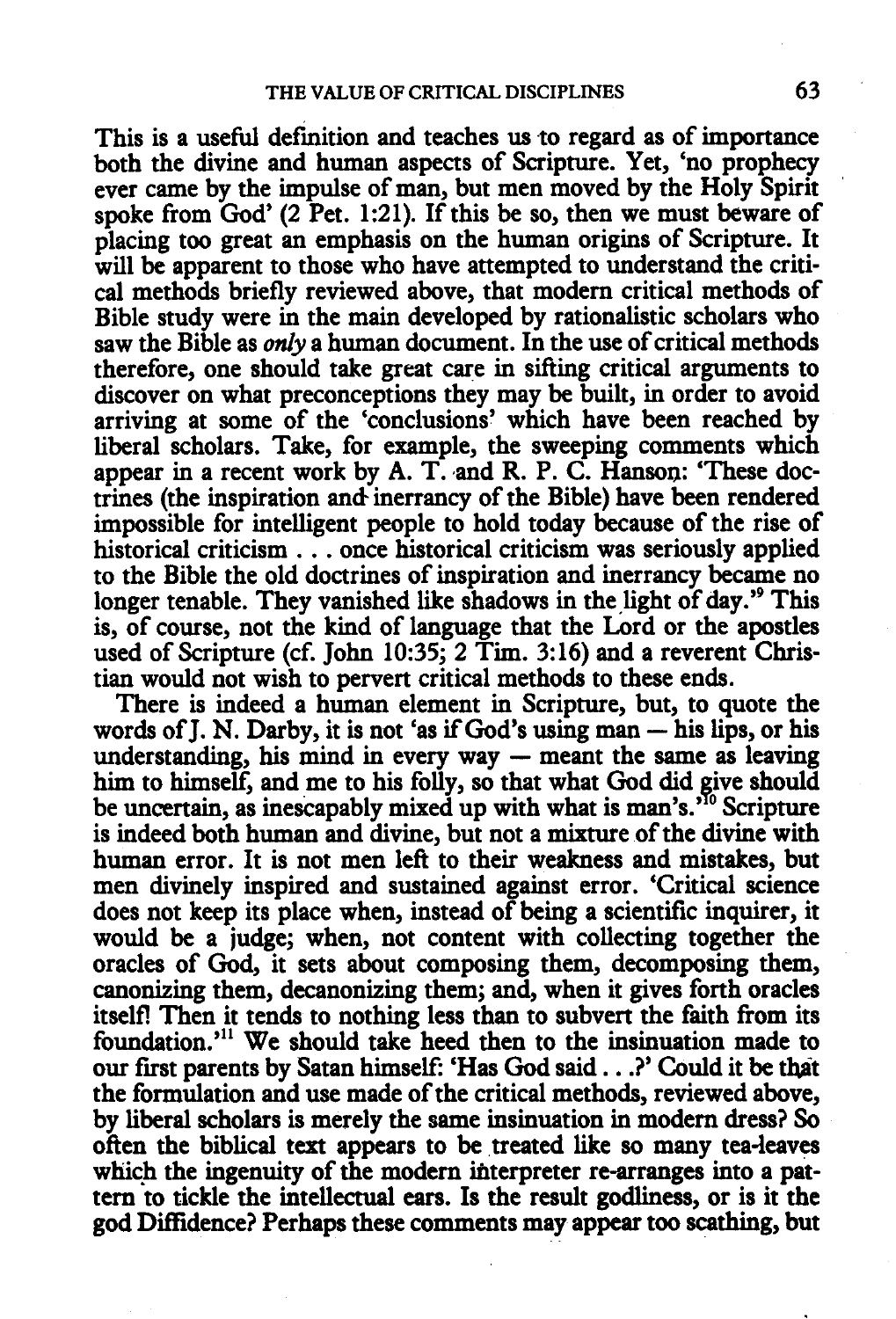This is a useful definition and teaches us to regard as of importance both the divine and human aspects of Scripture. Yet, 'no prophecy ever came by the impulse of man, but men moved by the Holy Spirit spoke from God' (2 Pet. 1:21). If this be so, then we must beware of placing too great an emphasis on the human origins of Scripture. It will be apparent to those who have attempted to understand the critical methods briefly reviewed above, that modern critical methods of Bible study were in the main developed by rationalistic scholars who saw the Bible as *only* a human document. In the use of critical methods therefore, one should take great care in sifting critical arguments to discover on what preconceptions they may be built, in order to avoid arriving at some of the 'conclusions' which have been reached by liberal scholars. Take, for example, the sweeping comments which appear in a recent work by A. T. and R. P. C. Hanson: 'These doctrines (the inspiration and inerrancy of the Bible) have been rendered impossible for intelligent people to hold today because of the rise of historical criticism . . . once historical criticism was seriously applied to the Bible the old doctrines of inspiration and inerrancy became no longer tenable. They vanished like shadows in the light of day.'[9] This is, of course, not the kind of language that the Lord or the apostles used of Scripture (cf. John 10:35; 2 Tim. 3:16) and a reverent Christian would not wish to pervert critical methods to these ends.

There is indeed a human element in Scripture, but, to quote the words of J. N. Darby, it is not 'as if God's using man — his lips, or his understanding, his mind in every way — meant the same as leaving him to himself, and me to his folly, so that what God did give should be uncertain, as inescapably mixed up with what is man's.'[10] Scripture is indeed both human and divine, but not a mixture of the divine with human error. It is not men left to their weakness and mistakes, but men divinely inspired and sustained against error. 'Critical science does not keep its place when, instead of being a scientific inquirer, it would be a judge; when, not content with collecting together the oracles of God, it sets about composing them, decomposing them, canonizing them, decanonizing them; and, when it gives forth oracles itself! Then it tends to nothing less than to subvert the faith from its foundation.'[11] We should take heed then to the insinuation made to our first parents by Satan himself: 'Has God said . . .?' Could it be that the formulation and use made of the critical methods, reviewed above, by liberal scholars is merely the same insinuation in modern dress? So often the biblical text appears to be treated like so many tea-leaves which the ingenuity of the modern interpreter re-arranges into a pattern to tickle the intellectual ears. Is the result godliness, or is it the god Diffidence? Perhaps these comments may appear too scathing, but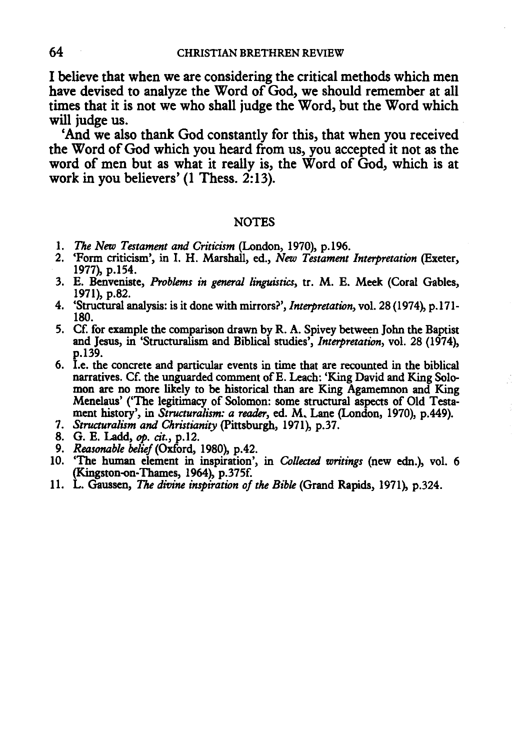I believe that when we are considering the critical methods which men have devised to analyze the Word of God, we should remember at all times that it is not we who shall judge the Word, but the Word which will judge us.

'And we also thank God constantly for this, that when you received the Word of God which you heard from us, you accepted it not as the word of men but as what it really is, the Word of God, which is at work in you believers' (1 Thess. 2:13).

## NOTES

1. *The New Testament and Criticism* (London, 1970), p.196.
2. 'Form criticism', in I. H. Marshall, ed., *New Testament Interpretation* (Exeter, 1977), p.154.
3. E. Benveniste, *Problems in general linguistics*, tr. M. E. Meek (Coral Gables, 1971), p.82.
4. 'Structural analysis: is it done with mirrors?', *Interpretation*, vol. 28 (1974), p.171-180.
5. Cf. for example the comparison drawn by R. A. Spivey between John the Baptist and Jesus, in 'Structuralism and Biblical studies', *Interpretation*, vol. 28 (1974), p.139.
6. I.e. the concrete and particular events in time that are recounted in the biblical narratives. Cf. the unguarded comment of E. Leach: 'King David and King Solomon are no more likely to be historical than are King Agamemnon and King Menelaus' ('The legitimacy of Solomon: some structural aspects of Old Testament history', in *Structuralism: a reader*, ed. M. Lane (London, 1970), p.449).
7. *Structuralism and Christianity* (Pittsburgh, 1971), p.37.
8. G. E. Ladd, *op. cit.*, p.12.
9. *Reasonable belief* (Oxford, 1980), p.42.
10. 'The human element in inspiration', in *Collected writings* (new edn.), vol. 6 (Kingston-on-Thames, 1964), p.375f.
11. L. Gaussen, *The divine inspiration of the Bible* (Grand Rapids, 1971), p.324.